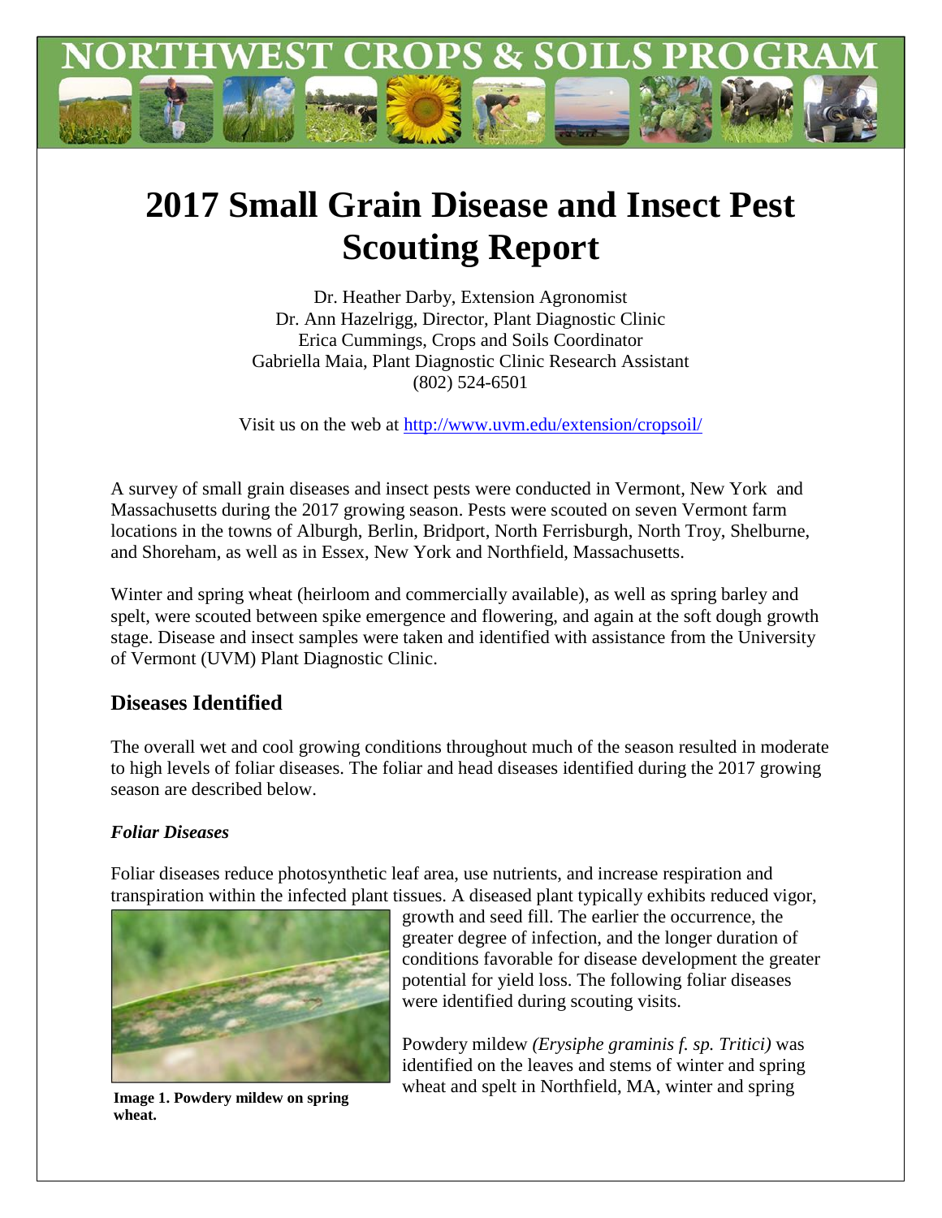# 2017 Small Grain Disease and Insect Pest Scouting Report

Dr. Heather Darby, Extension Agronomist
Dr. Ann Hazelrigg, Director, Plant Diagnostic Clinic
Erica Cummings, Crops and Soils Coordinator
Gabriella Maia, Plant Diagnostic Clinic Research Assistant
(802) 524-6501

Visit us on the web at http://www.uvm.edu/extension/cropsoil/

A survey of small grain diseases and insect pests were conducted in Vermont, New York and Massachusetts during the 2017 growing season. Pests were scouted on seven Vermont farm locations in the towns of Alburgh, Berlin, Bridport, North Ferrisburgh, North Troy, Shelburne, and Shoreham, as well as in Essex, New York and Northfield, Massachusetts.

Winter and spring wheat (heirloom and commercially available), as well as spring barley and spelt, were scouted between spike emergence and flowering, and again at the soft dough growth stage. Disease and insect samples were taken and identified with assistance from the University of Vermont (UVM) Plant Diagnostic Clinic.

## Diseases Identified

The overall wet and cool growing conditions throughout much of the season resulted in moderate to high levels of foliar diseases. The foliar and head diseases identified during the 2017 growing season are described below.

### *Foliar Diseases*

Foliar diseases reduce photosynthetic leaf area, use nutrients, and increase respiration and transpiration within the infected plant tissues. A diseased plant typically exhibits reduced vigor, growth and seed fill. The earlier the occurrence, the greater degree of infection, and the longer duration of conditions favorable for disease development the greater potential for yield loss. The following foliar diseases were identified during scouting visits.

**Image 1. Powdery mildew on spring wheat.**

Powdery mildew *(Erysiphe graminis f. sp. Tritici)* was identified on the leaves and stems of winter and spring wheat and spelt in Northfield, MA, winter and spring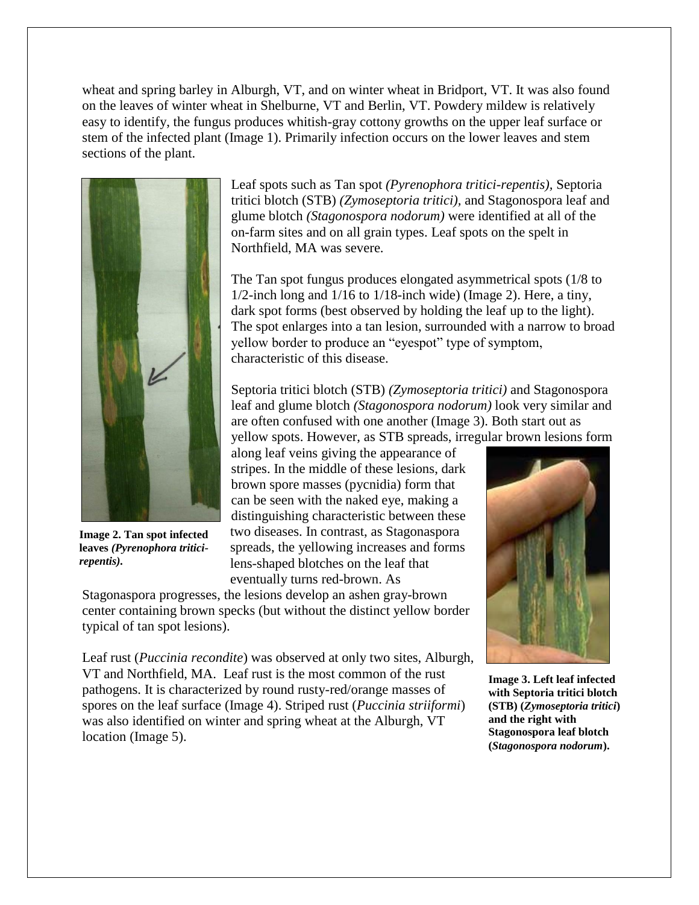wheat and spring barley in Alburgh, VT, and on winter wheat in Bridport, VT. It was also found on the leaves of winter wheat in Shelburne, VT and Berlin, VT. Powdery mildew is relatively easy to identify, the fungus produces whitish-gray cottony growths on the upper leaf surface or stem of the infected plant (Image 1). Primarily infection occurs on the lower leaves and stem sections of the plant.

**Image 2. Tan spot infected leaves *(Pyrenophora tritici-repentis)*.**

Leaf spots such as Tan spot *(Pyrenophora tritici-repentis)*, Septoria tritici blotch (STB) *(Zymoseptoria tritici)*, and Stagonospora leaf and glume blotch *(Stagonospora nodorum)* were identified at all of the on-farm sites and on all grain types. Leaf spots on the spelt in Northfield, MA was severe.

The Tan spot fungus produces elongated asymmetrical spots (1/8 to 1/2-inch long and 1/16 to 1/18-inch wide) (Image 2). Here, a tiny, dark spot forms (best observed by holding the leaf up to the light). The spot enlarges into a tan lesion, surrounded with a narrow to broad yellow border to produce an "eyespot" type of symptom, characteristic of this disease.

Septoria tritici blotch (STB) *(Zymoseptoria tritici)* and Stagonospora leaf and glume blotch *(Stagonospora nodorum)* look very similar and are often confused with one another (Image 3). Both start out as yellow spots. However, as STB spreads, irregular brown lesions form along leaf veins giving the appearance of stripes. In the middle of these lesions, dark brown spore masses (pycnidia) form that can be seen with the naked eye, making a distinguishing characteristic between these two diseases. In contrast, as Stagonaspora spreads, the yellowing increases and forms lens-shaped blotches on the leaf that eventually turns red-brown. As Stagonaspora progresses, the lesions develop an ashen gray-brown center containing brown specks (but without the distinct yellow border typical of tan spot lesions).

**Image 3. Left leaf infected with Septoria tritici blotch (STB) (*Zymoseptoria tritici*) and the right with Stagonospora leaf blotch (*Stagonospora nodorum*).**

Leaf rust (*Puccinia recondite*) was observed at only two sites, Alburgh, VT and Northfield, MA. Leaf rust is the most common of the rust pathogens. It is characterized by round rusty-red/orange masses of spores on the leaf surface (Image 4). Striped rust (*Puccinia striiformi*) was also identified on winter and spring wheat at the Alburgh, VT location (Image 5).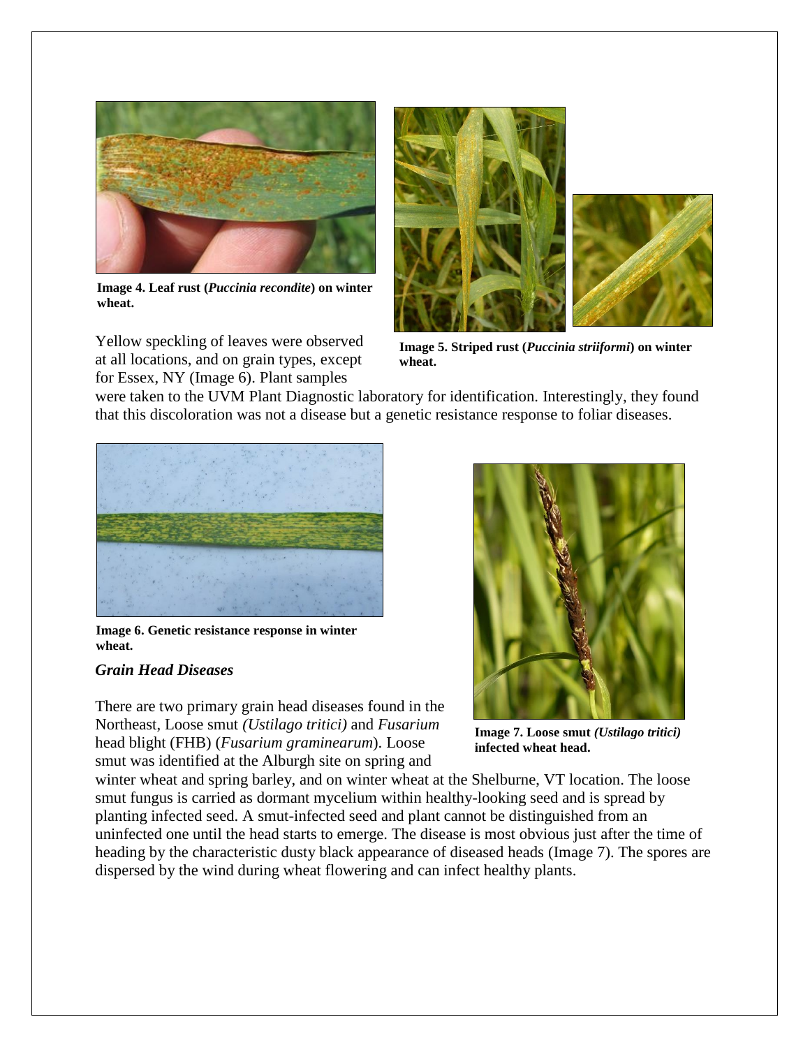**Image 4. Leaf rust (*Puccinia recondite*) on winter wheat.**

**Image 5. Striped rust (*Puccinia striiformi*) on winter wheat.**

Yellow speckling of leaves were observed at all locations, and on grain types, except for Essex, NY (Image 6). Plant samples were taken to the UVM Plant Diagnostic laboratory for identification. Interestingly, they found that this discoloration was not a disease but a genetic resistance response to foliar diseases.

**Image 6. Genetic resistance response in winter wheat.**

### *Grain Head Diseases*

There are two primary grain head diseases found in the Northeast, Loose smut *(Ustilago tritici)* and *Fusarium* head blight (FHB) (*Fusarium graminearum*). Loose smut was identified at the Alburgh site on spring and winter wheat and spring barley, and on winter wheat at the Shelburne, VT location. The loose smut fungus is carried as dormant mycelium within healthy-looking seed and is spread by planting infected seed. A smut-infected seed and plant cannot be distinguished from an uninfected one until the head starts to emerge. The disease is most obvious just after the time of heading by the characteristic dusty black appearance of diseased heads (Image 7). The spores are dispersed by the wind during wheat flowering and can infect healthy plants.

**Image 7. Loose smut *(Ustilago tritici)* infected wheat head.**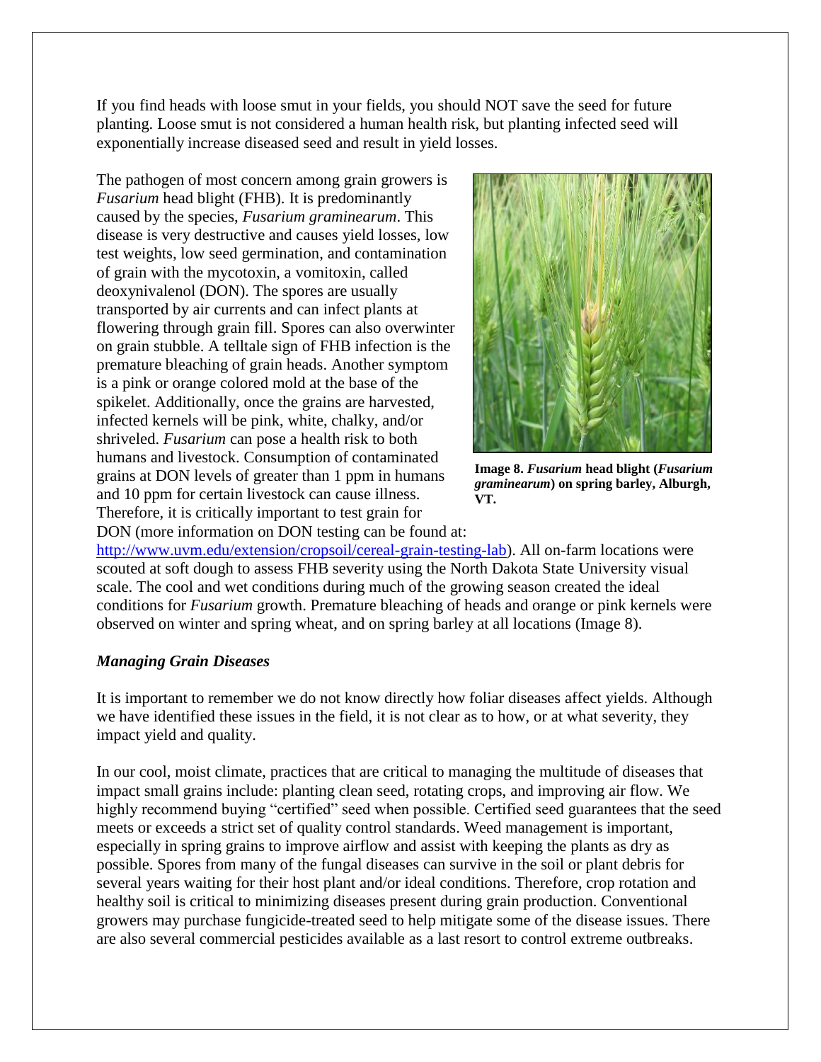If you find heads with loose smut in your fields, you should NOT save the seed for future planting. Loose smut is not considered a human health risk, but planting infected seed will exponentially increase diseased seed and result in yield losses.

The pathogen of most concern among grain growers is *Fusarium* head blight (FHB). It is predominantly caused by the species, *Fusarium graminearum*. This disease is very destructive and causes yield losses, low test weights, low seed germination, and contamination of grain with the mycotoxin, a vomitoxin, called deoxynivalenol (DON). The spores are usually transported by air currents and can infect plants at flowering through grain fill. Spores can also overwinter on grain stubble. A telltale sign of FHB infection is the premature bleaching of grain heads. Another symptom is a pink or orange colored mold at the base of the spikelet. Additionally, once the grains are harvested, infected kernels will be pink, white, chalky, and/or shriveled. *Fusarium* can pose a health risk to both humans and livestock. Consumption of contaminated grains at DON levels of greater than 1 ppm in humans and 10 ppm for certain livestock can cause illness. Therefore, it is critically important to test grain for DON (more information on DON testing can be found at: http://www.uvm.edu/extension/cropsoil/cereal-grain-testing-lab). All on-farm locations were scouted at soft dough to assess FHB severity using the North Dakota State University visual scale. The cool and wet conditions during much of the growing season created the ideal conditions for *Fusarium* growth. Premature bleaching of heads and orange or pink kernels were observed on winter and spring wheat, and on spring barley at all locations (Image 8).

**Image 8. *Fusarium* head blight (*Fusarium graminearum*) on spring barley, Alburgh, VT.**

### *Managing Grain Diseases*

It is important to remember we do not know directly how foliar diseases affect yields. Although we have identified these issues in the field, it is not clear as to how, or at what severity, they impact yield and quality.

In our cool, moist climate, practices that are critical to managing the multitude of diseases that impact small grains include: planting clean seed, rotating crops, and improving air flow. We highly recommend buying "certified" seed when possible. Certified seed guarantees that the seed meets or exceeds a strict set of quality control standards. Weed management is important, especially in spring grains to improve airflow and assist with keeping the plants as dry as possible. Spores from many of the fungal diseases can survive in the soil or plant debris for several years waiting for their host plant and/or ideal conditions. Therefore, crop rotation and healthy soil is critical to minimizing diseases present during grain production. Conventional growers may purchase fungicide-treated seed to help mitigate some of the disease issues. There are also several commercial pesticides available as a last resort to control extreme outbreaks.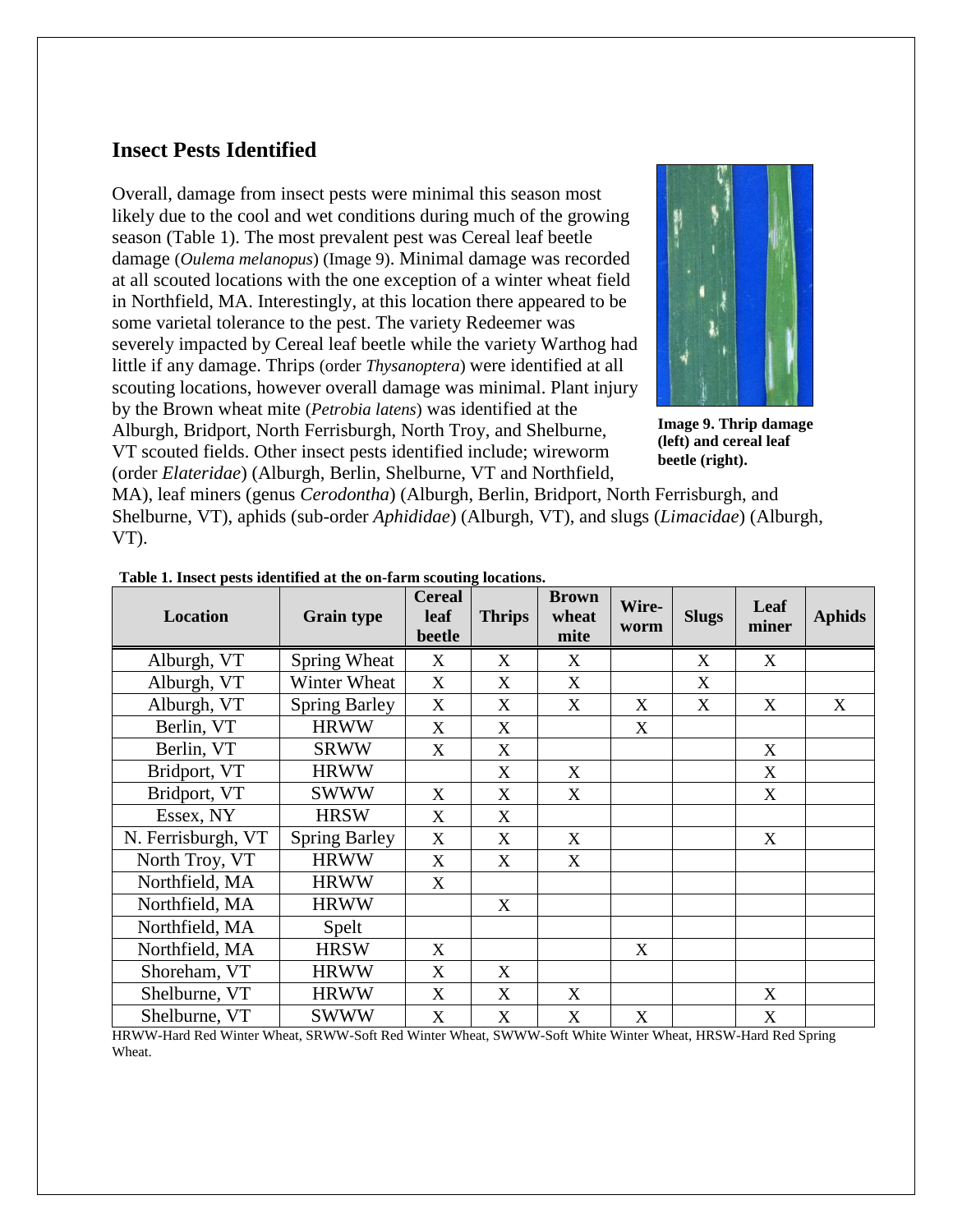## Insect Pests Identified

Overall, damage from insect pests were minimal this season most likely due to the cool and wet conditions during much of the growing season (Table 1). The most prevalent pest was Cereal leaf beetle damage (*Oulema melanopus*) (Image 9). Minimal damage was recorded at all scouted locations with the one exception of a winter wheat field in Northfield, MA. Interestingly, at this location there appeared to be some varietal tolerance to the pest. The variety Redeemer was severely impacted by Cereal leaf beetle while the variety Warthog had little if any damage. Thrips (order *Thysanoptera*) were identified at all scouting locations, however overall damage was minimal. Plant injury by the Brown wheat mite (*Petrobia latens*) was identified at the Alburgh, Bridport, North Ferrisburgh, North Troy, and Shelburne, VT scouted fields. Other insect pests identified include; wireworm (order *Elateridae*) (Alburgh, Berlin, Shelburne, VT and Northfield, MA), leaf miners (genus *Cerodontha*) (Alburgh, Berlin, Bridport, North Ferrisburgh, and Shelburne, VT), aphids (sub-order *Aphididae*) (Alburgh, VT), and slugs (*Limacidae*) (Alburgh, VT).

**Image 9. Thrip damage (left) and cereal leaf beetle (right).**

**Table 1. Insect pests identified at the on-farm scouting locations.**

| Location | Grain type | Cereal leaf beetle | Thrips | Brown wheat mite | Wire-worm | Slugs | Leaf miner | Aphids |
|---|---|---|---|---|---|---|---|---|
| Alburgh, VT | Spring Wheat | X | X | X | | X | X | |
| Alburgh, VT | Winter Wheat | X | X | X | | X | | |
| Alburgh, VT | Spring Barley | X | X | X | X | X | X | X |
| Berlin, VT | HRWW | X | X | | X | | | |
| Berlin, VT | SRWW | X | X | | | | X | |
| Bridport, VT | HRWW | | X | X | | | X | |
| Bridport, VT | SWWW | X | X | X | | | X | |
| Essex, NY | HRSW | X | X | | | | | |
| N. Ferrisburgh, VT | Spring Barley | X | X | X | | | X | |
| North Troy, VT | HRWW | X | X | X | | | | |
| Northfield, MA | HRWW | X | | | | | | |
| Northfield, MA | HRWW | | X | | | | | |
| Northfield, MA | Spelt | | | | | | | |
| Northfield, MA | HRSW | X | | | X | | | |
| Shoreham, VT | HRWW | X | X | | | | | |
| Shelburne, VT | HRWW | X | X | X | | | X | |
| Shelburne, VT | SWWW | X | X | X | X | | X | |

HRWW-Hard Red Winter Wheat, SRWW-Soft Red Winter Wheat, SWWW-Soft White Winter Wheat, HRSW-Hard Red Spring Wheat.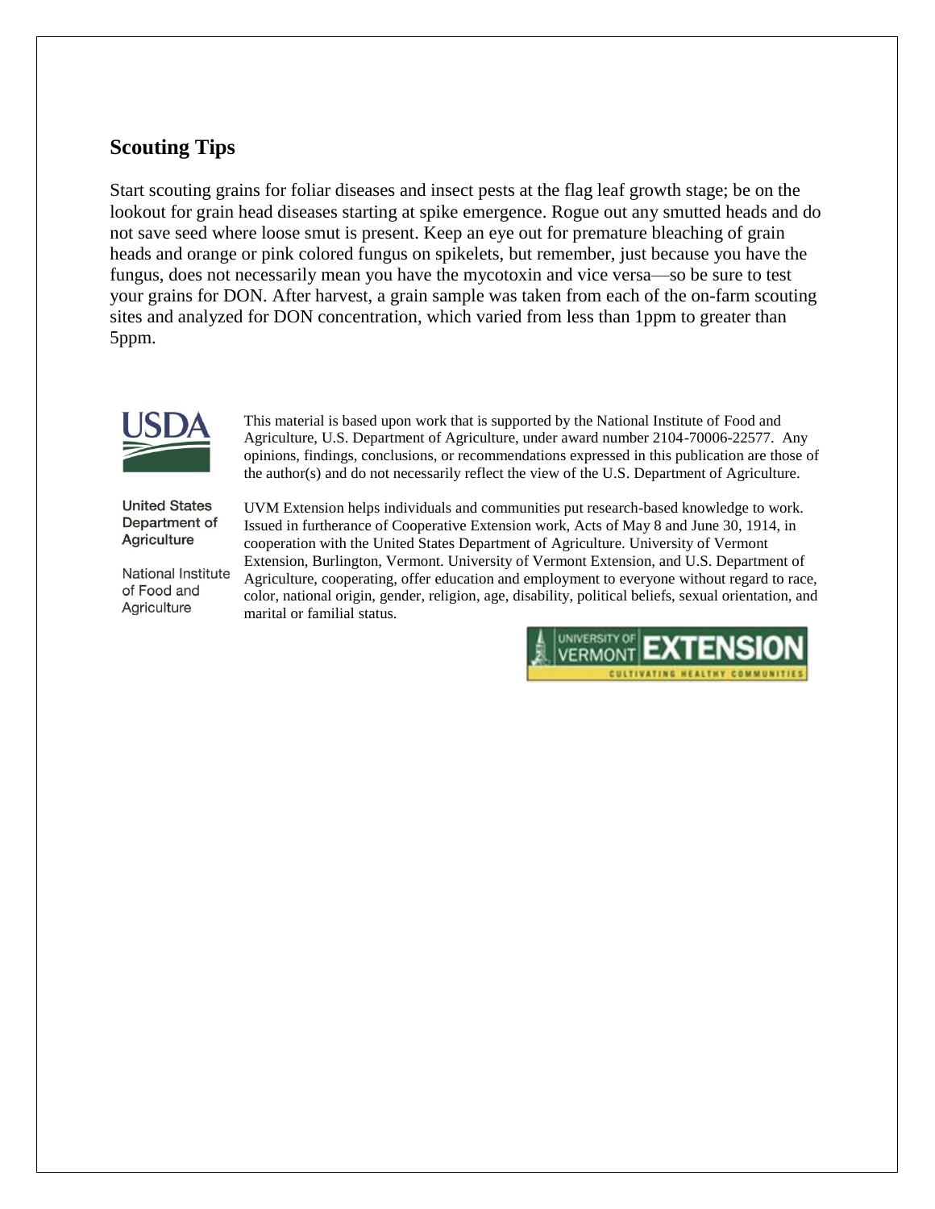## Scouting Tips

Start scouting grains for foliar diseases and insect pests at the flag leaf growth stage; be on the lookout for grain head diseases starting at spike emergence. Rogue out any smutted heads and do not save seed where loose smut is present. Keep an eye out for premature bleaching of grain heads and orange or pink colored fungus on spikelets, but remember, just because you have the fungus, does not necessarily mean you have the mycotoxin and vice versa—so be sure to test your grains for DON. After harvest, a grain sample was taken from each of the on-farm scouting sites and analyzed for DON concentration, which varied from less than 1ppm to greater than 5ppm.

USDA

United States Department of Agriculture

National Institute of Food and Agriculture

This material is based upon work that is supported by the National Institute of Food and Agriculture, U.S. Department of Agriculture, under award number 2104-70006-22577. Any opinions, findings, conclusions, or recommendations expressed in this publication are those of the author(s) and do not necessarily reflect the view of the U.S. Department of Agriculture.

UVM Extension helps individuals and communities put research-based knowledge to work. Issued in furtherance of Cooperative Extension work, Acts of May 8 and June 30, 1914, in cooperation with the United States Department of Agriculture. University of Vermont Extension, Burlington, Vermont. University of Vermont Extension, and U.S. Department of Agriculture, cooperating, offer education and employment to everyone without regard to race, color, national origin, gender, religion, age, disability, political beliefs, sexual orientation, and marital or familial status.

UNIVERSITY OF VERMONT EXTENSION
CULTIVATING HEALTHY COMMUNITIES